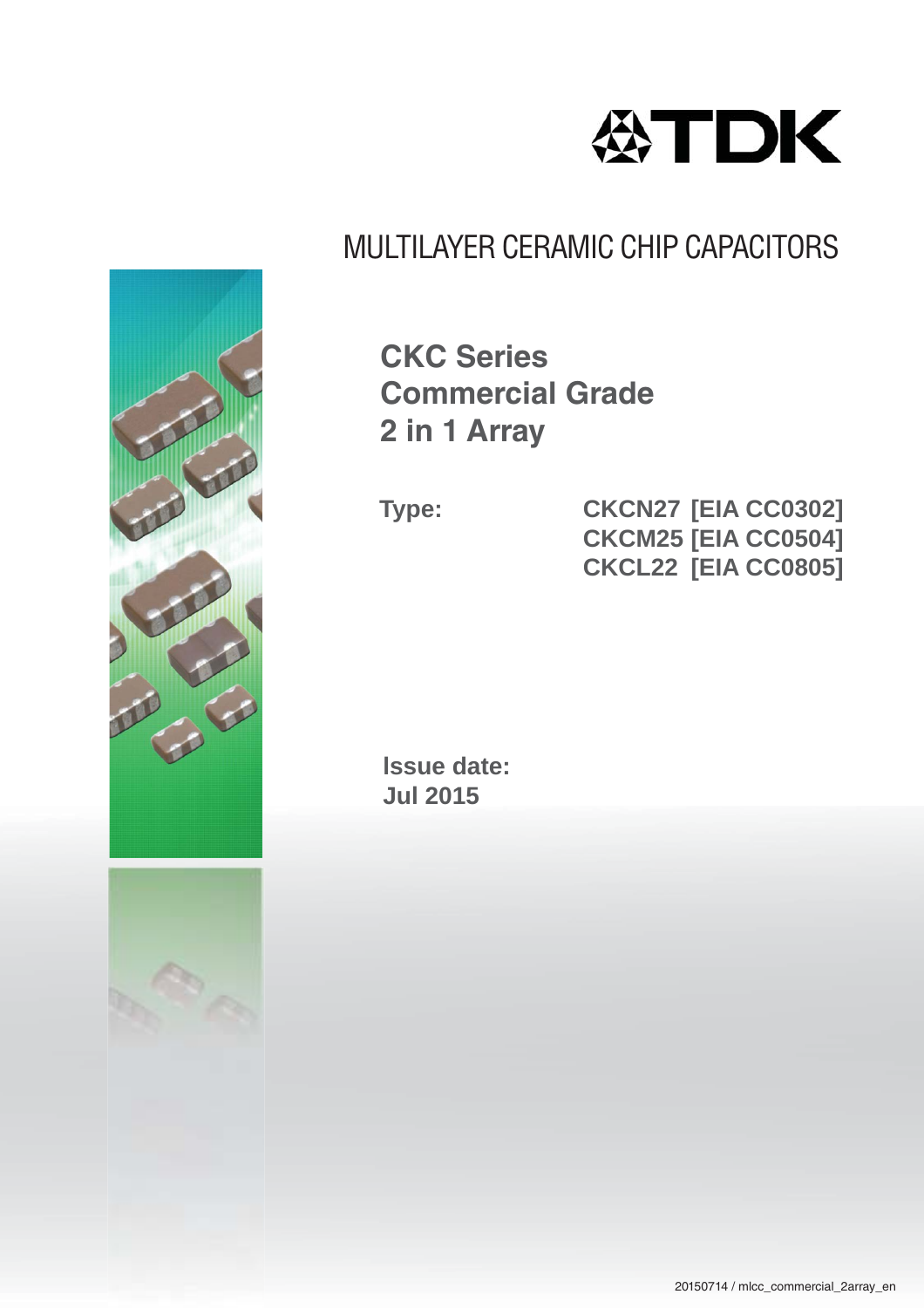# MULTILAYER CERAMIC CHIP CAPACITORS

## CKC Series
## Commercial Grade
## 2 in 1 Array

**Type:**

**CKCN27 [EIA CC0302]**
**CKCM25 [EIA CC0504]**
**CKCL22 [EIA CC0805]**

**Issue date:**
**Jul 2015**

20150714 / mlcc_commercial_2array_en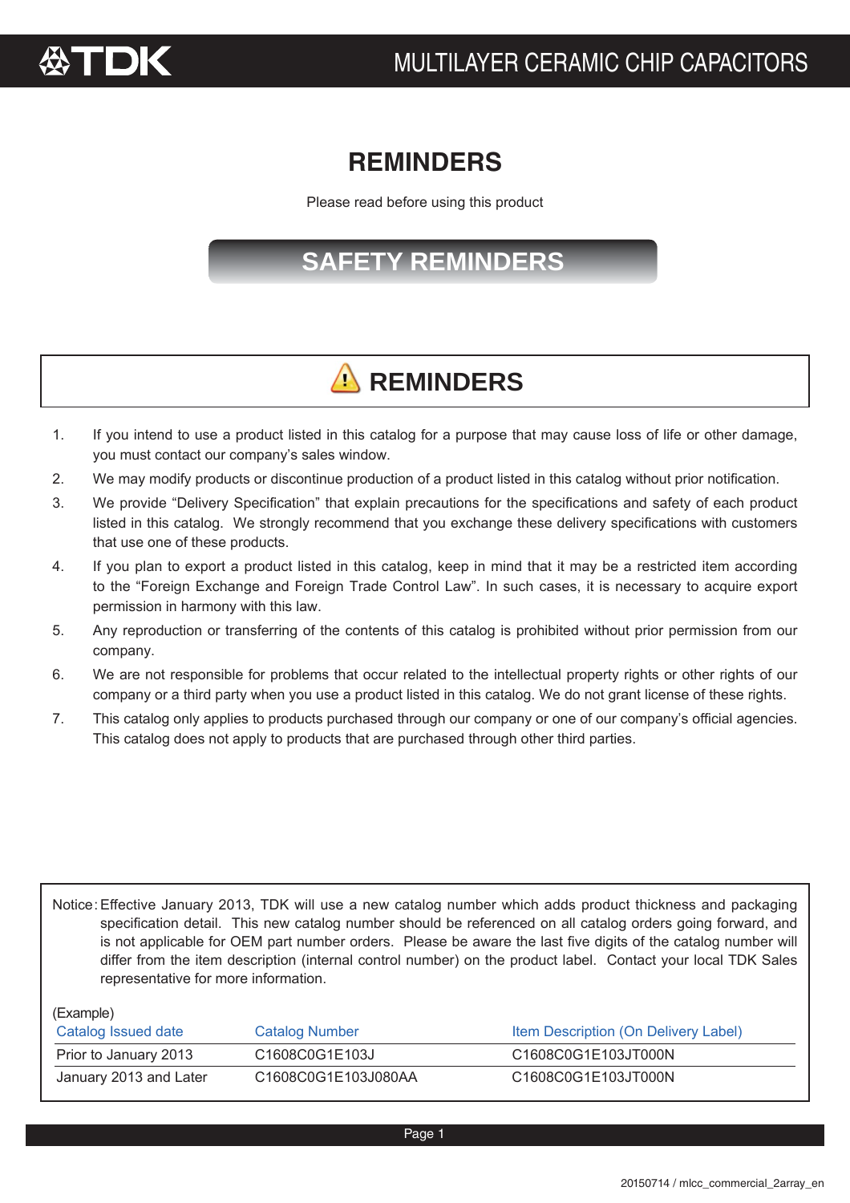# REMINDERS

Please read before using this product

## SAFETY REMINDERS

## ⚠ REMINDERS

1. If you intend to use a product listed in this catalog for a purpose that may cause loss of life or other damage, you must contact our company's sales window.
2. We may modify products or discontinue production of a product listed in this catalog without prior notification.
3. We provide "Delivery Specification" that explain precautions for the specifications and safety of each product listed in this catalog. We strongly recommend that you exchange these delivery specifications with customers that use one of these products.
4. If you plan to export a product listed in this catalog, keep in mind that it may be a restricted item according to the "Foreign Exchange and Foreign Trade Control Law". In such cases, it is necessary to acquire export permission in harmony with this law.
5. Any reproduction or transferring of the contents of this catalog is prohibited without prior permission from our company.
6. We are not responsible for problems that occur related to the intellectual property rights or other rights of our company or a third party when you use a product listed in this catalog. We do not grant license of these rights.
7. This catalog only applies to products purchased through our company or one of our company's official agencies. This catalog does not apply to products that are purchased through other third parties.

Notice: Effective January 2013, TDK will use a new catalog number which adds product thickness and packaging specification detail. This new catalog number should be referenced on all catalog orders going forward, and is not applicable for OEM part number orders. Please be aware the last five digits of the catalog number will differ from the item description (internal control number) on the product label. Contact your local TDK Sales representative for more information.

(Example)

| Catalog Issued date | Catalog Number | Item Description (On Delivery Label) |
|---|---|---|
| Prior to January 2013 | C1608C0G1E103J | C1608C0G1E103JT000N |
| January 2013 and Later | C1608C0G1E103J080AA | C1608C0G1E103JT000N |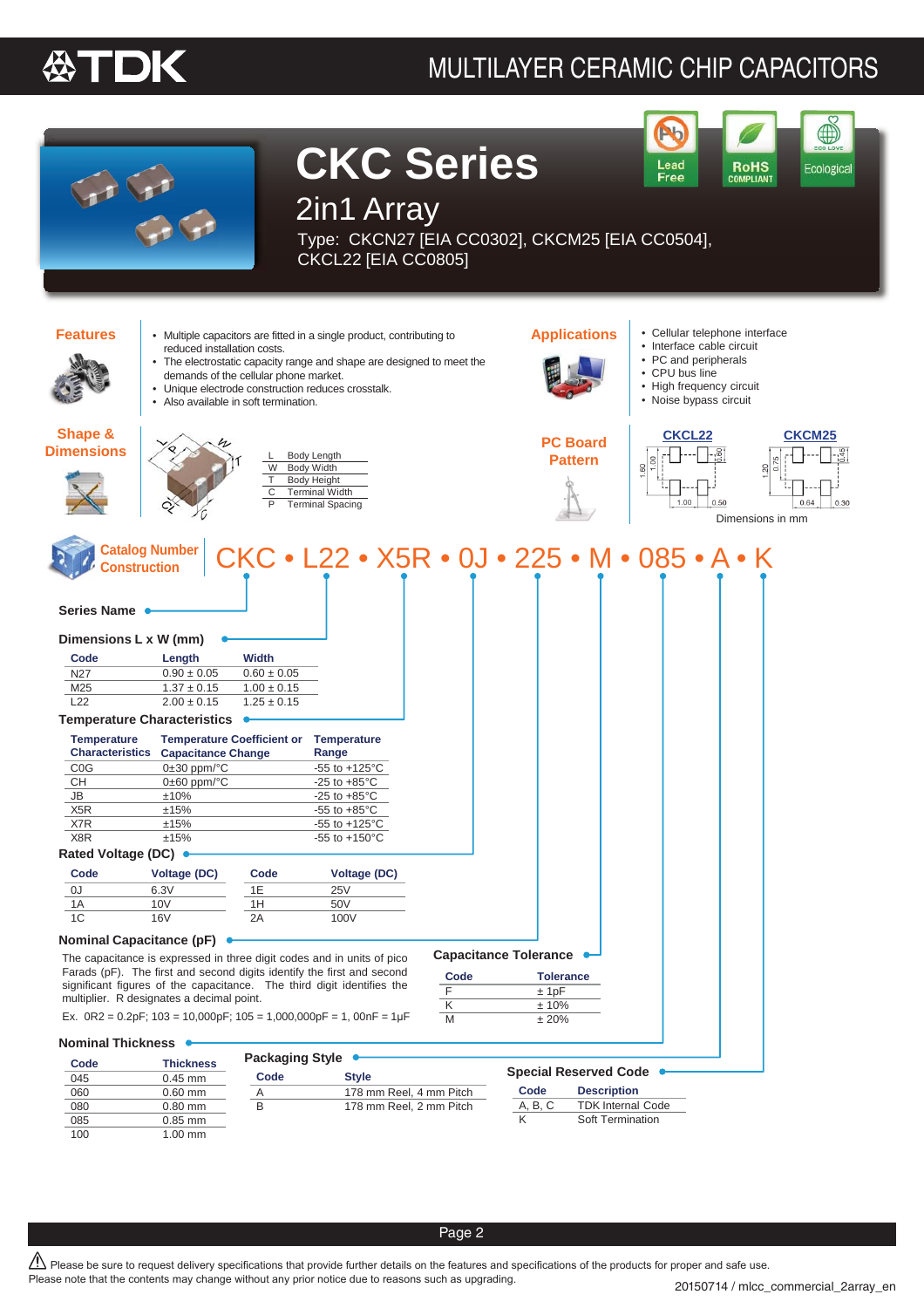# MULTILAYER CERAMIC CHIP CAPACITORS

## CKC Series

### 2in1 Array

Type: CKCN27 [EIA CC0302], CKCM25 [EIA CC0504], CKCL22 [EIA CC0805]

Lead Free | RoHS COMPLIANT | Ecological

## Features

- Multiple capacitors are fitted in a single product, contributing to reduced installation costs.
- The electrostatic capacity range and shape are designed to meet the demands of the cellular phone market.
- Unique electrode construction reduces crosstalk.
- Also available in soft termination.

## Applications

- Cellular telephone interface
- Interface cable circuit
- PC and peripherals
- CPU bus line
- High frequency circuit
- Noise bypass circuit

## Shape & Dimensions

| | |
|---|---|
| L | Body Length |
| W | Body Width |
| T | Body Height |
| C | Terminal Width |
| P | Terminal Spacing |

## PC Board Pattern

CKCL22: 1.60, 1.00, 0.50, 1.00, 0.50

CKCM25: 1.20, 0.75, 0.45, 0.64, 0.30

Dimensions in mm

## Catalog Number Construction

CKC • L22 • X5R • 0J • 225 • M • 085 • A • K

### Series Name

### Dimensions L x W (mm)

| Code | Length | Width |
|---|---|---|
| N27 | 0.90 ± 0.05 | 0.60 ± 0.05 |
| M25 | 1.37 ± 0.15 | 1.00 ± 0.15 |
| L22 | 2.00 ± 0.15 | 1.25 ± 0.15 |

### Temperature Characteristics

| Temperature Characteristics | Temperature Coefficient or Capacitance Change | Temperature Range |
|---|---|---|
| C0G | 0±30 ppm/°C | -55 to +125°C |
| CH | 0±60 ppm/°C | -25 to +85°C |
| JB | ±10% | -25 to +85°C |
| X5R | ±15% | -55 to +85°C |
| X7R | ±15% | -55 to +125°C |
| X8R | ±15% | -55 to +150°C |

### Rated Voltage (DC)

| Code | Voltage (DC) | Code | Voltage (DC) |
|---|---|---|---|
| 0J | 6.3V | 1E | 25V |
| 1A | 10V | 1H | 50V |
| 1C | 16V | 2A | 100V |

### Nominal Capacitance (pF)

The capacitance is expressed in three digit codes and in units of pico Farads (pF). The first and second digits identify the first and second significant figures of the capacitance. The third digit identifies the multiplier. R designates a decimal point.

Ex. 0R2 = 0.2pF; 103 = 10,000pF; 105 = 1,000,000pF = 1, 00nF = 1μF

### Capacitance Tolerance

| Code | Tolerance |
|---|---|
| F | ± 1pF |
| K | ± 10% |
| M | ± 20% |

### Nominal Thickness

| Code | Thickness |
|---|---|
| 045 | 0.45 mm |
| 060 | 0.60 mm |
| 080 | 0.80 mm |
| 085 | 0.85 mm |
| 100 | 1.00 mm |

### Packaging Style

| Code | Style |
|---|---|
| A | 178 mm Reel, 4 mm Pitch |
| B | 178 mm Reel, 2 mm Pitch |

### Special Reserved Code

| Code | Description |
|---|---|
| A, B, C | TDK Internal Code |
| K | Soft Termination |

⚠ Please be sure to request delivery specifications that provide further details on the features and specifications of the products for proper and safe use. Please note that the contents may change without any prior notice due to reasons such as upgrading.

20150714 / mlcc_commercial_2array_en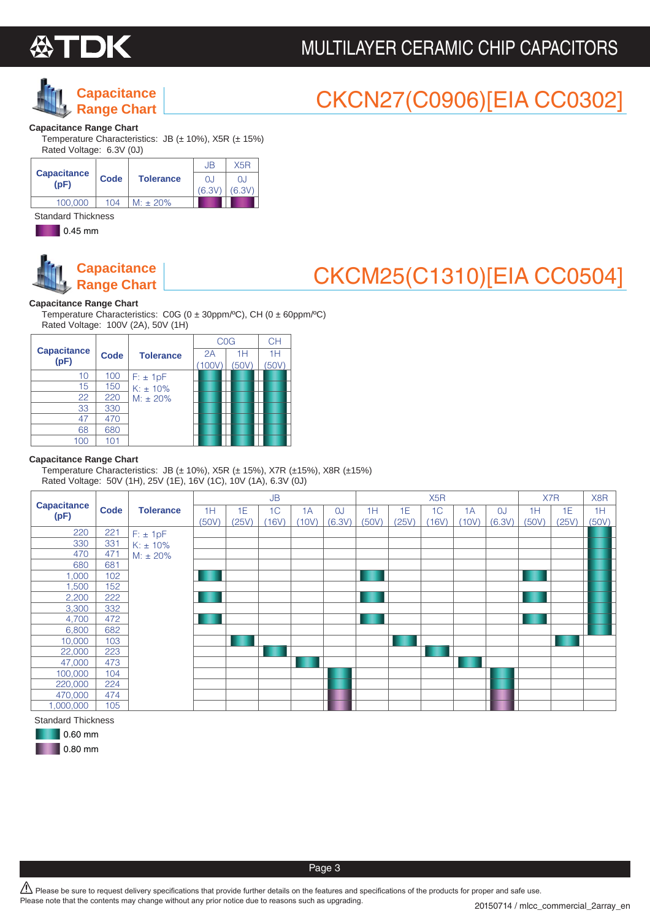# MULTILAYER CERAMIC CHIP CAPACITORS

## Capacitance Range Chart — CKCN27(C0906)[EIA CC0302]

**Capacitance Range Chart**

Temperature Characteristics: JB (± 10%), X5R (± 15%)

Rated Voltage: 6.3V (0J)

| Capacitance (pF) | Code | Tolerance | JB | X5R |
|---|---|---|---|---|
| | | | 0J (6.3V) | 0J (6.3V) |
| 100,000 | 104 | M: ± 20% | 0.45 mm | 0.45 mm |

Standard Thickness

- 0.45 mm

## Capacitance Range Chart — CKCM25(C1310)[EIA CC0504]

**Capacitance Range Chart**

Temperature Characteristics: C0G (0 ± 30ppm/ºC), CH (0 ± 60ppm/ºC)

Rated Voltage: 100V (2A), 50V (1H)

| Capacitance (pF) | Code | Tolerance | C0G | | CH |
|---|---|---|---|---|---|
| | | | 2A (100V) | 1H (50V) | 1H (50V) |
| 10 | 100 | F: ± 1pF<br>K: ± 10%<br>M: ± 20% | 0.60 mm | 0.60 mm | 0.60 mm |
| 15 | 150 | | 0.60 mm | 0.60 mm | 0.60 mm |
| 22 | 220 | | 0.60 mm | 0.60 mm | 0.60 mm |
| 33 | 330 | | 0.60 mm | 0.60 mm | 0.60 mm |
| 47 | 470 | | 0.60 mm | 0.60 mm | 0.60 mm |
| 68 | 680 | | 0.60 mm | 0.60 mm | 0.60 mm |
| 100 | 101 | | 0.60 mm | 0.60 mm | 0.60 mm |

**Capacitance Range Chart**

Temperature Characteristics: JB (± 10%), X5R (± 15%), X7R (±15%), X8R (±15%)

Rated Voltage: 50V (1H), 25V (1E), 16V (1C), 10V (1A), 6.3V (0J)

| Capacitance (pF) | Code | Tolerance | JB | | | | | X5R | | | | | X7R | | X8R |
|---|---|---|---|---|---|---|---|---|---|---|---|---|---|---|---|
| | | | 1H (50V) | 1E (25V) | 1C (16V) | 1A (10V) | 0J (6.3V) | 1H (50V) | 1E (25V) | 1C (16V) | 1A (10V) | 0J (6.3V) | 1H (50V) | 1E (25V) | 1H (50V) |
| 220 | 221 | F: ± 1pF<br>K: ± 10%<br>M: ± 20% | | | | | | | | | | | | | 0.60 mm |
| 330 | 331 | | | | | | | | | | | | | | 0.60 mm |
| 470 | 471 | | | | | | | | | | | | | | 0.60 mm |
| 680 | 681 | | | | | | | | | | | | | | 0.60 mm |
| 1,000 | 102 | | 0.60 mm | | | | | 0.60 mm | | | | | 0.60 mm | | 0.60 mm |
| 1,500 | 152 | | | | | | | | | | | | | | 0.60 mm |
| 2,200 | 222 | | 0.60 mm | | | | | 0.60 mm | | | | | 0.60 mm | | 0.60 mm |
| 3,300 | 332 | | | | | | | | | | | | | | 0.60 mm |
| 4,700 | 472 | | 0.60 mm | | | | | 0.60 mm | | | | | 0.60 mm | | 0.60 mm |
| 6,800 | 682 | | | | | | | | | | | | | | 0.60 mm |
| 10,000 | 103 | | | 0.60 mm | | | | | 0.60 mm | | | | | 0.60 mm | |
| 22,000 | 223 | | | | 0.60 mm | | | | | 0.60 mm | | | | | |
| 47,000 | 473 | | | | | 0.60 mm | | | | | 0.60 mm | | | | |
| 100,000 | 104 | | | | | | 0.60 mm | | | | | 0.60 mm | | | |
| 220,000 | 224 | | | | | | 0.60 mm | | | | | 0.60 mm | | | |
| 470,000 | 474 | | | | | | 0.80 mm | | | | | 0.80 mm | | | |
| 1,000,000 | 105 | | | | | | 0.80 mm | | | | | 0.80 mm | | | |

Standard Thickness

- 0.60 mm
- 0.80 mm

⚠ Please be sure to request delivery specifications that provide further details on the features and specifications of the products for proper and safe use.
Please note that the contents may change without any prior notice due to reasons such as upgrading.

20150714 / mlcc_commercial_2array_en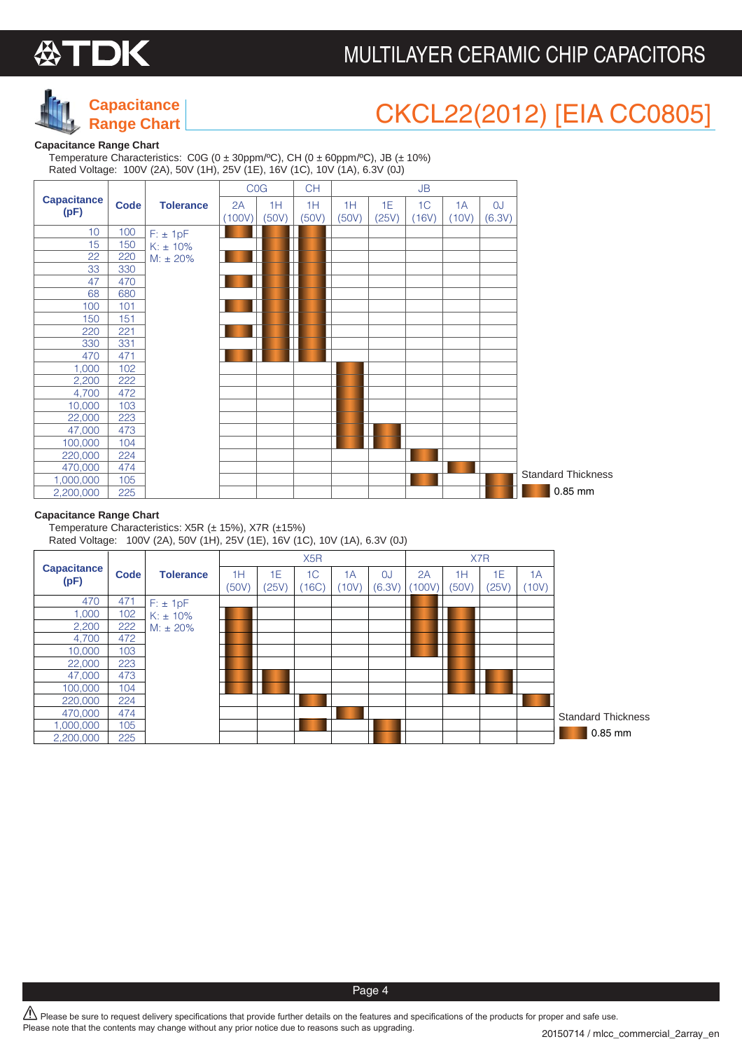# Capacitance Range Chart

# CKCL22(2012) [EIA CC0805]

**Capacitance Range Chart**

Temperature Characteristics: C0G (0 ± 30ppm/ºC), CH (0 ± 60ppm/ºC), JB (± 10%)
Rated Voltage: 100V (2A), 50V (1H), 25V (1E), 16V (1C), 10V (1A), 6.3V (0J)

| Capacitance (pF) | Code | Tolerance | C0G | | CH | JB | | | | |
|---|---|---|---|---|---|---|---|---|---|---|
| | | | 2A (100V) | 1H (50V) | 1H (50V) | 1H (50V) | 1E (25V) | 1C (16V) | 1A (10V) | 0J (6.3V) |
| 10 | 100 | F: ± 1pF<br>K: ± 10%<br>M: ± 20% | ■ | ■ | ■ | | | | | |
| 15 | 150 | | | ■ | ■ | | | | | |
| 22 | 220 | | ■ | ■ | ■ | | | | | |
| 33 | 330 | | | ■ | ■ | | | | | |
| 47 | 470 | | ■ | ■ | ■ | | | | | |
| 68 | 680 | | | ■ | ■ | | | | | |
| 100 | 101 | | ■ | ■ | ■ | | | | | |
| 150 | 151 | | | ■ | ■ | | | | | |
| 220 | 221 | | ■ | ■ | ■ | | | | | |
| 330 | 331 | | | ■ | ■ | | | | | |
| 470 | 471 | | ■ | ■ | ■ | | | | | |
| 1,000 | 102 | | | | | ■ | | | | |
| 2,200 | 222 | | | | | ■ | | | | |
| 4,700 | 472 | | | | | ■ | | | | |
| 10,000 | 103 | | | | | ■ | | | | |
| 22,000 | 223 | | | | | ■ | | | | |
| 47,000 | 473 | | | | | ■ | ■ | | | |
| 100,000 | 104 | | | | | ■ | ■ | | | |
| 220,000 | 224 | | | | | | | ■ | | |
| 470,000 | 474 | | | | | | | | ■ | |
| 1,000,000 | 105 | | | | | | | ■ | | ■ |
| 2,200,000 | 225 | | | | | | | | | ■ |

Standard Thickness
■ 0.85 mm

**Capacitance Range Chart**

Temperature Characteristics: X5R (± 15%), X7R (±15%)
Rated Voltage: 100V (2A), 50V (1H), 25V (1E), 16V (1C), 10V (1A), 6.3V (0J)

| Capacitance (pF) | Code | Tolerance | X5R | | | | | X7R | | | |
|---|---|---|---|---|---|---|---|---|---|---|---|
| | | | 1H (50V) | 1E (25V) | 1C (16C) | 1A (10V) | 0J (6.3V) | 2A (100V) | 1H (50V) | 1E (25V) | 1A (10V) |
| 470 | 471 | F: ± 1pF<br>K: ± 10%<br>M: ± 20% | | | | | | ■ | | | |
| 1,000 | 102 | | ■ | | | | | ■ | ■ | | |
| 2,200 | 222 | | ■ | | | | | ■ | ■ | | |
| 4,700 | 472 | | ■ | | | | | ■ | ■ | | |
| 10,000 | 103 | | ■ | | | | | ■ | ■ | | |
| 22,000 | 223 | | ■ | | | | | | ■ | | |
| 47,000 | 473 | | ■ | ■ | | | | | ■ | ■ | |
| 100,000 | 104 | | ■ | ■ | | | | | ■ | ■ | |
| 220,000 | 224 | | | | ■ | | | | | | ■ |
| 470,000 | 474 | | | | | ■ | | | | | |
| 1,000,000 | 105 | | | | ■ | | ■ | | | | |
| 2,200,000 | 225 | | | | | | ■ | | | | |

Standard Thickness
■ 0.85 mm

⚠ Please be sure to request delivery specifications that provide further details on the features and specifications of the products for proper and safe use.
Please note that the contents may change without any prior notice due to reasons such as upgrading.

20150714 / mlcc_commercial_2array_en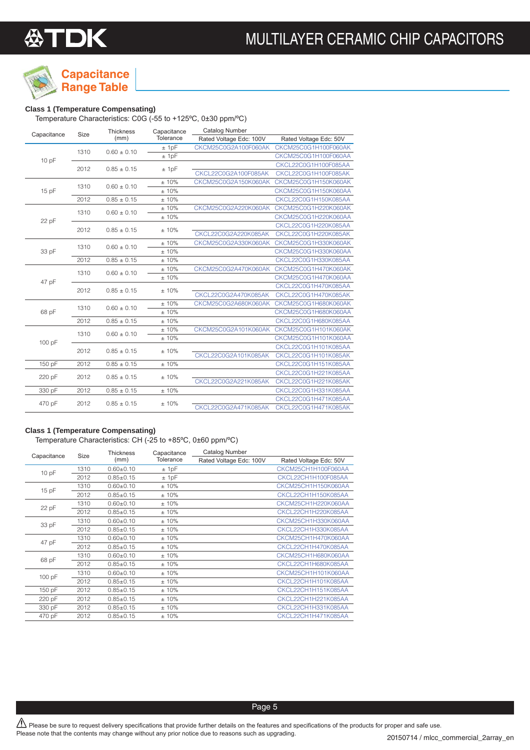## Capacitance Range Table

**Class 1 (Temperature Compensating)**

Temperature Characteristics: C0G (-55 to +125ºC, 0±30 ppm/ºC)

| Capacitance | Size | Thickness (mm) | Capacitance Tolerance | Catalog Number | |
|---|---|---|---|---|---|
| | | | | Rated Voltage Edc: 100V | Rated Voltage Edc: 50V |
| 10 pF | 1310 | 0.60 ± 0.10 | ± 1pF | CKCM25C0G2A100F060AK | CKCM25C0G1H100F060AK |
| | | | ± 1pF | | CKCM25C0G1H100F060AA |
| | 2012 | 0.85 ± 0.15 | ± 1pF | | CKCL22C0G1H100F085AA |
| | | | | CKCL22C0G2A100F085AK | CKCL22C0G1H100F085AK |
| 15 pF | 1310 | 0.60 ± 0.10 | ± 10% | CKCM25C0G2A150K060AK | CKCM25C0G1H150K060AK |
| | | | ± 10% | | CKCM25C0G1H150K060AA |
| | 2012 | 0.85 ± 0.15 | ± 10% | | CKCL22C0G1H150K085AA |
| 22 pF | 1310 | 0.60 ± 0.10 | ± 10% | CKCM25C0G2A220K060AK | CKCM25C0G1H220K060AK |
| | | | ± 10% | | CKCM25C0G1H220K060AA |
| | 2012 | 0.85 ± 0.15 | ± 10% | | CKCL22C0G1H220K085AA |
| | | | | CKCL22C0G2A220K085AK | CKCL22C0G1H220K085AK |
| 33 pF | 1310 | 0.60 ± 0.10 | ± 10% | CKCM25C0G2A330K060AK | CKCM25C0G1H330K060AK |
| | | | ± 10% | | CKCM25C0G1H330K060AA |
| | 2012 | 0.85 ± 0.15 | ± 10% | | CKCL22C0G1H330K085AA |
| 47 pF | 1310 | 0.60 ± 0.10 | ± 10% | CKCM25C0G2A470K060AK | CKCM25C0G1H470K060AK |
| | | | ± 10% | | CKCM25C0G1H470K060AA |
| | 2012 | 0.85 ± 0.15 | ± 10% | | CKCL22C0G1H470K085AA |
| | | | | CKCL22C0G2A470K085AK | CKCL22C0G1H470K085AK |
| 68 pF | 1310 | 0.60 ± 0.10 | ± 10% | CKCM25C0G2A680K060AK | CKCM25C0G1H680K060AK |
| | | | ± 10% | | CKCM25C0G1H680K060AA |
| | 2012 | 0.85 ± 0.15 | ± 10% | | CKCL22C0G1H680K085AA |
| 100 pF | 1310 | 0.60 ± 0.10 | ± 10% | CKCM25C0G2A101K060AK | CKCM25C0G1H101K060AK |
| | | | ± 10% | | CKCM25C0G1H101K060AA |
| | 2012 | 0.85 ± 0.15 | ± 10% | | CKCL22C0G1H101K085AA |
| | | | | CKCL22C0G2A101K085AK | CKCL22C0G1H101K085AK |
| 150 pF | 2012 | 0.85 ± 0.15 | ± 10% | | CKCL22C0G1H151K085AA |
| 220 pF | 2012 | 0.85 ± 0.15 | ± 10% | | CKCL22C0G1H221K085AA |
| | | | | CKCL22C0G2A221K085AK | CKCL22C0G1H221K085AK |
| 330 pF | 2012 | 0.85 ± 0.15 | ± 10% | | CKCL22C0G1H331K085AA |
| 470 pF | 2012 | 0.85 ± 0.15 | ± 10% | | CKCL22C0G1H471K085AA |
| | | | | CKCL22C0G2A471K085AK | CKCL22C0G1H471K085AK |

**Class 1 (Temperature Compensating)**

Temperature Characteristics: CH (-25 to +85ºC, 0±60 ppm/ºC)

| Capacitance | Size | Thickness (mm) | Capacitance Tolerance | Catalog Number | |
|---|---|---|---|---|---|
| | | | | Rated Voltage Edc: 100V | Rated Voltage Edc: 50V |
| 10 pF | 1310 | 0.60±0.10 | ± 1pF | | CKCM25CH1H100F060AA |
| | 2012 | 0.85±0.15 | ± 1pF | | CKCL22CH1H100F085AA |
| 15 pF | 1310 | 0.60±0.10 | ± 10% | | CKCM25CH1H150K060AA |
| | 2012 | 0.85±0.15 | ± 10% | | CKCL22CH1H150K085AA |
| 22 pF | 1310 | 0.60±0.10 | ± 10% | | CKCM25CH1H220K060AA |
| | 2012 | 0.85±0.15 | ± 10% | | CKCL22CH1H220K085AA |
| 33 pF | 1310 | 0.60±0.10 | ± 10% | | CKCM25CH1H330K060AA |
| | 2012 | 0.85±0.15 | ± 10% | | CKCL22CH1H330K085AA |
| 47 pF | 1310 | 0.60±0.10 | ± 10% | | CKCM25CH1H470K060AA |
| | 2012 | 0.85±0.15 | ± 10% | | CKCL22CH1H470K085AA |
| 68 pF | 1310 | 0.60±0.10 | ± 10% | | CKCM25CH1H680K060AA |
| | 2012 | 0.85±0.15 | ± 10% | | CKCL22CH1H680K085AA |
| 100 pF | 1310 | 0.60±0.10 | ± 10% | | CKCM25CH1H101K060AA |
| | 2012 | 0.85±0.15 | ± 10% | | CKCL22CH1H101K085AA |
| 150 pF | 2012 | 0.85±0.15 | ± 10% | | CKCL22CH1H151K085AA |
| 220 pF | 2012 | 0.85±0.15 | ± 10% | | CKCL22CH1H221K085AA |
| 330 pF | 2012 | 0.85±0.15 | ± 10% | | CKCL22CH1H331K085AA |
| 470 pF | 2012 | 0.85±0.15 | ± 10% | | CKCL22CH1H471K085AA |

⚠ Please be sure to request delivery specifications that provide further details on the features and specifications of the products for proper and safe use.
Please note that the contents may change without any prior notice due to reasons such as upgrading.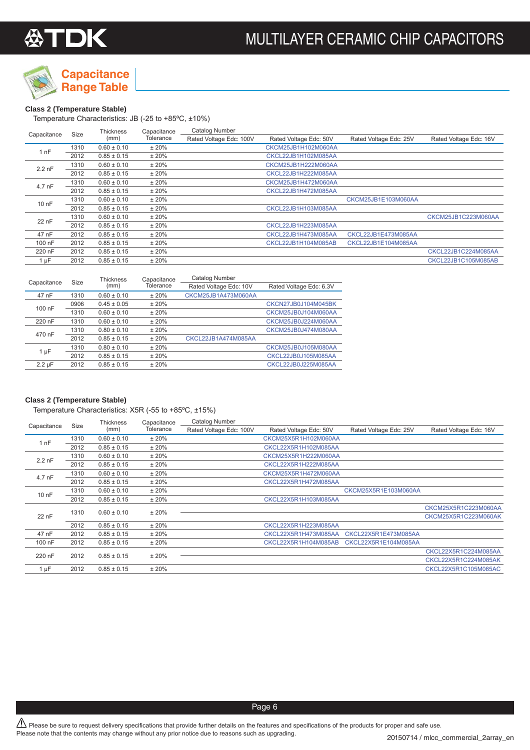## Capacitance Range Table

**Class 2 (Temperature Stable)**

Temperature Characteristics: JB (-25 to +85ºC, ±10%)

| Capacitance | Size | Thickness (mm) | Capacitance Tolerance | Catalog Number Rated Voltage Edc: 100V | Rated Voltage Edc: 50V | Rated Voltage Edc: 25V | Rated Voltage Edc: 16V |
|---|---|---|---|---|---|---|---|
| 1 nF | 1310 | 0.60 ± 0.10 | ± 20% | | CKCM25JB1H102M060AA | | |
| | 2012 | 0.85 ± 0.15 | ± 20% | | CKCL22JB1H102M085AA | | |
| 2.2 nF | 1310 | 0.60 ± 0.10 | ± 20% | | CKCM25JB1H222M060AA | | |
| | 2012 | 0.85 ± 0.15 | ± 20% | | CKCL22JB1H222M085AA | | |
| 4.7 nF | 1310 | 0.60 ± 0.10 | ± 20% | | CKCM25JB1H472M060AA | | |
| | 2012 | 0.85 ± 0.15 | ± 20% | | CKCL22JB1H472M085AA | | |
| 10 nF | 1310 | 0.60 ± 0.10 | ± 20% | | | CKCM25JB1E103M060AA | |
| | 2012 | 0.85 ± 0.15 | ± 20% | | CKCL22JB1H103M085AA | | |
| 22 nF | 1310 | 0.60 ± 0.10 | ± 20% | | | | CKCM25JB1C223M060AA |
| | 2012 | 0.85 ± 0.15 | ± 20% | | CKCL22JB1H223M085AA | | |
| 47 nF | 2012 | 0.85 ± 0.15 | ± 20% | | CKCL22JB1H473M085AA | CKCL22JB1E473M085AA | |
| 100 nF | 2012 | 0.85 ± 0.15 | ± 20% | | CKCL22JB1H104M085AB | CKCL22JB1E104M085AA | |
| 220 nF | 2012 | 0.85 ± 0.15 | ± 20% | | | | CKCL22JB1C224M085AA |
| 1 μF | 2012 | 0.85 ± 0.15 | ± 20% | | | | CKCL22JB1C105M085AB |

| Capacitance | Size | Thickness (mm) | Capacitance Tolerance | Catalog Number Rated Voltage Edc: 10V | Rated Voltage Edc: 6.3V |
|---|---|---|---|---|---|
| 47 nF | 1310 | 0.60 ± 0.10 | ± 20% | CKCM25JB1A473M060AA | |
| 100 nF | 0906 | 0.45 ± 0.05 | ± 20% | | CKCN27JB0J104M045BK |
| | 1310 | 0.60 ± 0.10 | ± 20% | | CKCM25JB0J104M060AA |
| 220 nF | 1310 | 0.60 ± 0.10 | ± 20% | | CKCM25JB0J224M060AA |
| 470 nF | 1310 | 0.80 ± 0.10 | ± 20% | | CKCM25JB0J474M080AA |
| | 2012 | 0.85 ± 0.15 | ± 20% | CKCL22JB1A474M085AA | |
| 1 μF | 1310 | 0.80 ± 0.10 | ± 20% | | CKCM25JB0J105M080AA |
| | 2012 | 0.85 ± 0.15 | ± 20% | | CKCL22JB0J105M085AA |
| 2.2 μF | 2012 | 0.85 ± 0.15 | ± 20% | | CKCL22JB0J225M085AA |

**Class 2 (Temperature Stable)**

Temperature Characteristics: X5R (-55 to +85ºC, ±15%)

| Capacitance | Size | Thickness (mm) | Capacitance Tolerance | Catalog Number Rated Voltage Edc: 100V | Rated Voltage Edc: 50V | Rated Voltage Edc: 25V | Rated Voltage Edc: 16V |
|---|---|---|---|---|---|---|---|
| 1 nF | 1310 | 0.60 ± 0.10 | ± 20% | | CKCM25X5R1H102M060AA | | |
| | 2012 | 0.85 ± 0.15 | ± 20% | | CKCL22X5R1H102M085AA | | |
| 2.2 nF | 1310 | 0.60 ± 0.10 | ± 20% | | CKCM25X5R1H222M060AA | | |
| | 2012 | 0.85 ± 0.15 | ± 20% | | CKCL22X5R1H222M085AA | | |
| 4.7 nF | 1310 | 0.60 ± 0.10 | ± 20% | | CKCM25X5R1H472M060AA | | |
| | 2012 | 0.85 ± 0.15 | ± 20% | | CKCL22X5R1H472M085AA | | |
| 10 nF | 1310 | 0.60 ± 0.10 | ± 20% | | | CKCM25X5R1E103M060AA | |
| | 2012 | 0.85 ± 0.15 | ± 20% | | CKCL22X5R1H103M085AA | | |
| 22 nF | 1310 | 0.60 ± 0.10 | ± 20% | | | | CKCM25X5R1C223M060AA |
| | | | | | | | CKCM25X5R1C223M060AK |
| | 2012 | 0.85 ± 0.15 | ± 20% | | CKCL22X5R1H223M085AA | | |
| 47 nF | 2012 | 0.85 ± 0.15 | ± 20% | | CKCL22X5R1H473M085AA | CKCL22X5R1E473M085AA | |
| 100 nF | 2012 | 0.85 ± 0.15 | ± 20% | | CKCL22X5R1H104M085AB | CKCL22X5R1E104M085AA | |
| 220 nF | 2012 | 0.85 ± 0.15 | ± 20% | | | | CKCL22X5R1C224M085AA |
| | | | | | | | CKCL22X5R1C224M085AK |
| 1 μF | 2012 | 0.85 ± 0.15 | ± 20% | | | | CKCL22X5R1C105M085AC |

⚠ Please be sure to request delivery specifications that provide further details on the features and specifications of the products for proper and safe use.
Please note that the contents may change without any prior notice due to reasons such as upgrading.

20150714 / mlcc_commercial_2array_en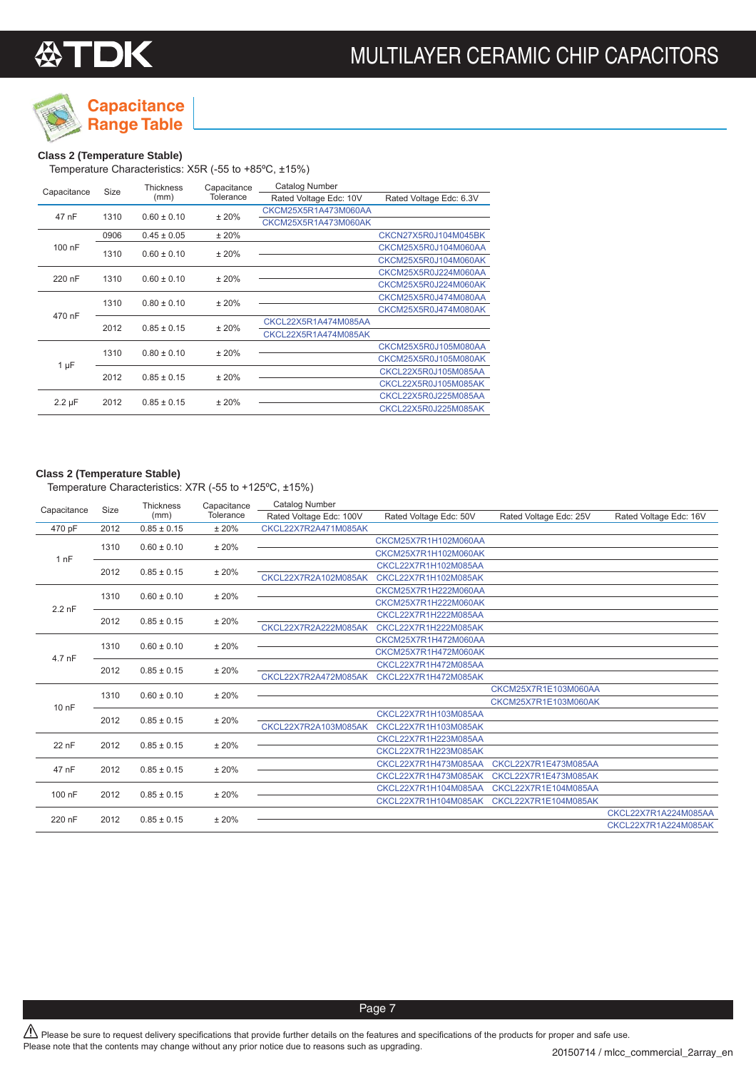## Capacitance Range Table

**Class 2 (Temperature Stable)**

Temperature Characteristics: X5R (-55 to +85ºC, ±15%)

| Capacitance | Size | Thickness (mm) | Capacitance Tolerance | Catalog Number Rated Voltage Edc: 10V | Rated Voltage Edc: 6.3V |
|---|---|---|---|---|---|
| 47 nF | 1310 | 0.60 ± 0.10 | ± 20% | CKCM25X5R1A473M060AA | |
| | | | | CKCM25X5R1A473M060AK | |
| 100 nF | 0906 | 0.45 ± 0.05 | ± 20% | | CKCN27X5R0J104M045BK |
| | 1310 | 0.60 ± 0.10 | ± 20% | | CKCM25X5R0J104M060AA |
| | | | | | CKCM25X5R0J104M060AK |
| 220 nF | 1310 | 0.60 ± 0.10 | ± 20% | | CKCM25X5R0J224M060AA |
| | | | | | CKCM25X5R0J224M060AK |
| 470 nF | 1310 | 0.80 ± 0.10 | ± 20% | | CKCM25X5R0J474M080AA |
| | | | | | CKCM25X5R0J474M080AK |
| | 2012 | 0.85 ± 0.15 | ± 20% | CKCL22X5R1A474M085AA | |
| | | | | CKCL22X5R1A474M085AK | |
| 1 µF | 1310 | 0.80 ± 0.10 | ± 20% | | CKCM25X5R0J105M080AA |
| | | | | | CKCM25X5R0J105M080AK |
| | 2012 | 0.85 ± 0.15 | ± 20% | | CKCL22X5R0J105M085AA |
| | | | | | CKCL22X5R0J105M085AK |
| 2.2 µF | 2012 | 0.85 ± 0.15 | ± 20% | | CKCL22X5R0J225M085AA |
| | | | | | CKCL22X5R0J225M085AK |

**Class 2 (Temperature Stable)**

Temperature Characteristics: X7R (-55 to +125ºC, ±15%)

| Capacitance | Size | Thickness (mm) | Capacitance Tolerance | Catalog Number Rated Voltage Edc: 100V | Rated Voltage Edc: 50V | Rated Voltage Edc: 25V | Rated Voltage Edc: 16V |
|---|---|---|---|---|---|---|---|
| 470 pF | 2012 | 0.85 ± 0.15 | ± 20% | CKCL22X7R2A471M085AK | | | |
| 1 nF | 1310 | 0.60 ± 0.10 | ± 20% | | CKCM25X7R1H102M060AA | | |
| | | | | | CKCM25X7R1H102M060AK | | |
| | 2012 | 0.85 ± 0.15 | ± 20% | | CKCL22X7R1H102M085AA | | |
| | | | | CKCL22X7R2A102M085AK | CKCL22X7R1H102M085AK | | |
| 2.2 nF | 1310 | 0.60 ± 0.10 | ± 20% | | CKCM25X7R1H222M060AA | | |
| | | | | | CKCM25X7R1H222M060AK | | |
| | 2012 | 0.85 ± 0.15 | ± 20% | | CKCL22X7R1H222M085AA | | |
| | | | | CKCL22X7R2A222M085AK | CKCL22X7R1H222M085AK | | |
| 4.7 nF | 1310 | 0.60 ± 0.10 | ± 20% | | CKCM25X7R1H472M060AA | | |
| | | | | | CKCM25X7R1H472M060AK | | |
| | 2012 | 0.85 ± 0.15 | ± 20% | | CKCL22X7R1H472M085AA | | |
| | | | | CKCL22X7R2A472M085AK | CKCL22X7R1H472M085AK | | |
| 10 nF | 1310 | 0.60 ± 0.10 | ± 20% | | | CKCM25X7R1E103M060AA | |
| | | | | | | CKCM25X7R1E103M060AK | |
| | 2012 | 0.85 ± 0.15 | ± 20% | | CKCL22X7R1H103M085AA | | |
| | | | | CKCL22X7R2A103M085AK | CKCL22X7R1H103M085AK | | |
| 22 nF | 2012 | 0.85 ± 0.15 | ± 20% | | CKCL22X7R1H223M085AA | | |
| | | | | | CKCL22X7R1H223M085AK | | |
| 47 nF | 2012 | 0.85 ± 0.15 | ± 20% | | CKCL22X7R1H473M085AA | CKCL22X7R1E473M085AA | |
| | | | | | CKCL22X7R1H473M085AK | CKCL22X7R1E473M085AK | |
| 100 nF | 2012 | 0.85 ± 0.15 | ± 20% | | CKCL22X7R1H104M085AA | CKCL22X7R1E104M085AA | |
| | | | | | CKCL22X7R1H104M085AK | CKCL22X7R1E104M085AK | |
| 220 nF | 2012 | 0.85 ± 0.15 | ± 20% | | | | CKCL22X7R1A224M085AA |
| | | | | | | | CKCL22X7R1A224M085AK |

⚠ Please be sure to request delivery specifications that provide further details on the features and specifications of the products for proper and safe use.
Please note that the contents may change without any prior notice due to reasons such as upgrading.

20150714 / mlcc_commercial_2array_en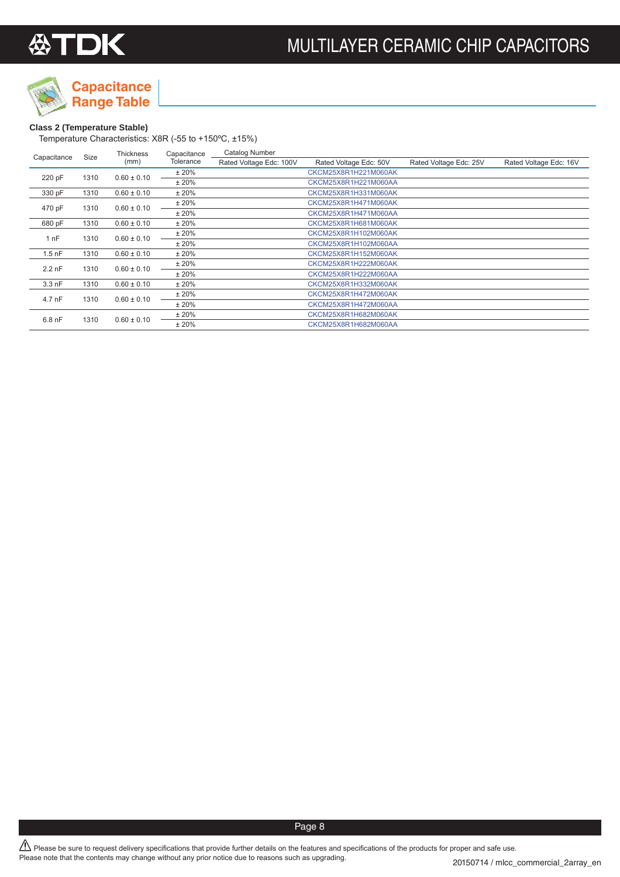## Capacitance Range Table

**Class 2 (Temperature Stable)**

Temperature Characteristics: X8R (-55 to +150ºC, ±15%)

| Capacitance | Size | Thickness (mm) | Capacitance Tolerance | Catalog Number | | | |
|---|---|---|---|---|---|---|---|
| | | | | Rated Voltage Edc: 100V | Rated Voltage Edc: 50V | Rated Voltage Edc: 25V | Rated Voltage Edc: 16V |
| 220 pF | 1310 | 0.60 ± 0.10 | ± 20% | | CKCM25X8R1H221M060AK | | |
| | | | ± 20% | | CKCM25X8R1H221M060AA | | |
| 330 pF | 1310 | 0.60 ± 0.10 | ± 20% | | CKCM25X8R1H331M060AK | | |
| 470 pF | 1310 | 0.60 ± 0.10 | ± 20% | | CKCM25X8R1H471M060AK | | |
| | | | ± 20% | | CKCM25X8R1H471M060AA | | |
| 680 pF | 1310 | 0.60 ± 0.10 | ± 20% | | CKCM25X8R1H681M060AK | | |
| 1 nF | 1310 | 0.60 ± 0.10 | ± 20% | | CKCM25X8R1H102M060AK | | |
| | | | ± 20% | | CKCM25X8R1H102M060AA | | |
| 1.5 nF | 1310 | 0.60 ± 0.10 | ± 20% | | CKCM25X8R1H152M060AK | | |
| 2.2 nF | 1310 | 0.60 ± 0.10 | ± 20% | | CKCM25X8R1H222M060AK | | |
| | | | ± 20% | | CKCM25X8R1H222M060AA | | |
| 3.3 nF | 1310 | 0.60 ± 0.10 | ± 20% | | CKCM25X8R1H332M060AK | | |
| 4.7 nF | 1310 | 0.60 ± 0.10 | ± 20% | | CKCM25X8R1H472M060AK | | |
| | | | ± 20% | | CKCM25X8R1H472M060AA | | |
| 6.8 nF | 1310 | 0.60 ± 0.10 | ± 20% | | CKCM25X8R1H682M060AK | | |
| | | | ± 20% | | CKCM25X8R1H682M060AA | | |

⚠ Please be sure to request delivery specifications that provide further details on the features and specifications of the products for proper and safe use.
Please note that the contents may change without any prior notice due to reasons such as upgrading.